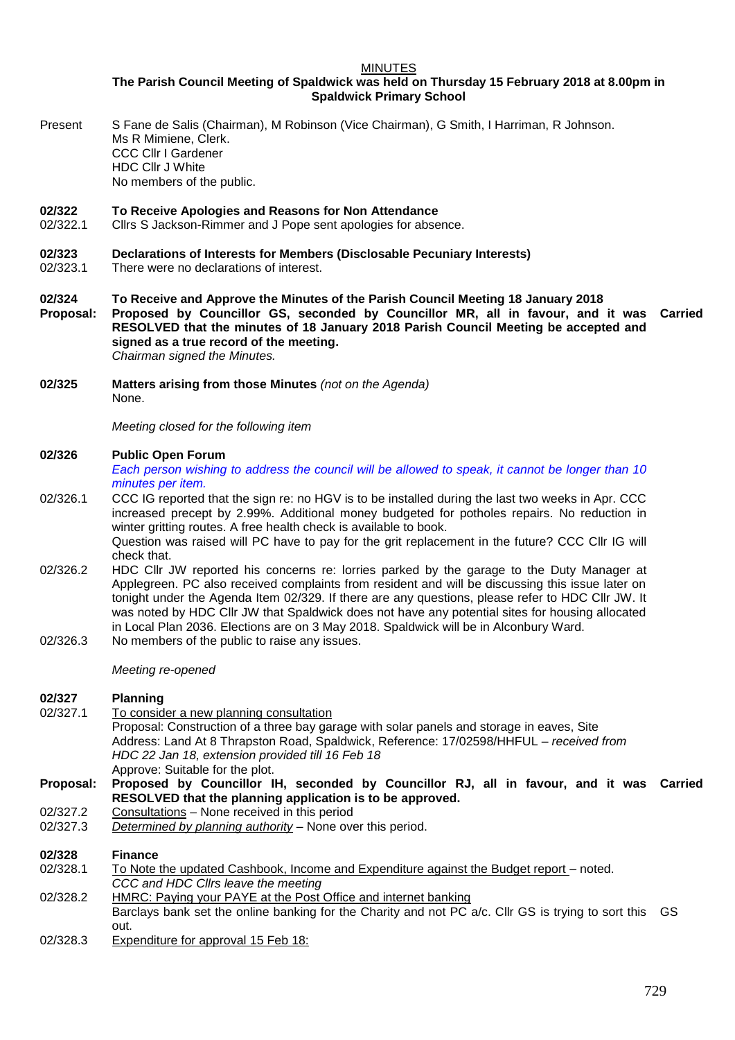<u>MINUTES</u>

**The Parish Council Meeting of Spaldwick was held on Thursday 15 February 2018 at 8.00pm in Spaldwick Primary School**

Present S Fane de Salis (Chairman), M Robinson (Vice Chairman), G Smith, I Harriman, R Johnson.
Ms R Mimiene, Clerk.
CCC Cllr I Gardener
HDC Cllr J White
No members of the public.

**02/322 To Receive Apologies and Reasons for Non Attendance**

02/322.1 Cllrs S Jackson-Rimmer and J Pope sent apologies for absence.

**02/323 Declarations of Interests for Members (Disclosable Pecuniary Interests)**

02/323.1 There were no declarations of interest.

**02/324 To Receive and Approve the Minutes of the Parish Council Meeting 18 January 2018**

**Proposal: Proposed by Councillor GS, seconded by Councillor MR, all in favour, and it was RESOLVED that the minutes of 18 January 2018 Parish Council Meeting be accepted and signed as a true record of the meeting.** **Carried**

*Chairman signed the Minutes.*

**02/325 Matters arising from those Minutes** *(not on the Agenda)*

None.

*Meeting closed for the following item*

**02/326 Public Open Forum**

*Each person wishing to address the council will be allowed to speak, it cannot be longer than 10 minutes per item.*

02/326.1 CCC IG reported that the sign re: no HGV is to be installed during the last two weeks in Apr. CCC increased precept by 2.99%. Additional money budgeted for potholes repairs. No reduction in winter gritting routes. A free health check is available to book.
Question was raised will PC have to pay for the grit replacement in the future? CCC Cllr IG will check that.

02/326.2 HDC Cllr JW reported his concerns re: lorries parked by the garage to the Duty Manager at Applegreen. PC also received complaints from resident and will be discussing this issue later on tonight under the Agenda Item 02/329. If there are any questions, please refer to HDC Cllr JW. It was noted by HDC Cllr JW that Spaldwick does not have any potential sites for housing allocated in Local Plan 2036. Elections are on 3 May 2018. Spaldwick will be in Alconbury Ward.

02/326.3 No members of the public to raise any issues.

*Meeting re-opened*

**02/327 Planning**

02/327.1 <u>To consider a new planning consultation</u>
Proposal: Construction of a three bay garage with solar panels and storage in eaves, Site Address: Land At 8 Thrapston Road, Spaldwick, Reference: 17/02598/HHFUL – *received from HDC 22 Jan 18, extension provided till 16 Feb 18*
Approve: Suitable for the plot.

**Proposal: Proposed by Councillor IH, seconded by Councillor RJ, all in favour, and it was RESOLVED that the planning application is to be approved.** **Carried**

02/327.2 <u>Consultations</u> – None received in this period

02/327.3 <u>*Determined by planning authority*</u> – None over this period.

**02/328 Finance**

02/328.1 <u>To Note the updated Cashbook, Income and Expenditure against the Budget report</u> – noted.
*CCC and HDC Cllrs leave the meeting*

02/328.2 <u>HMRC: Paying your PAYE at the Post Office and internet banking</u>
Barclays bank set the online banking for the Charity and not PC a/c. Cllr GS is trying to sort this out. GS

02/328.3 <u>Expenditure for approval 15 Feb 18:</u>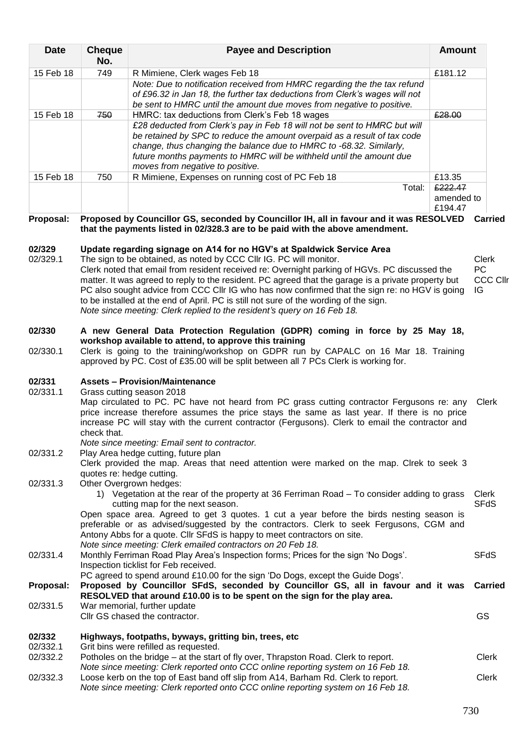| Date | Cheque No. | Payee and Description | Amount |
|---|---|---|---|
| 15 Feb 18 | 749 | R Mimiene, Clerk wages Feb 18 | £181.12 |
| | | *Note: Due to notification received from HMRC regarding the the tax refund of £96.32 in Jan 18, the further tax deductions from Clerk's wages will not be sent to HMRC until the amount due moves from negative to positive.* | |
| 15 Feb 18 | ~~750~~ | HMRC: tax deductions from Clerk's Feb 18 wages | ~~£28.00~~ |
| | | *£28 deducted from Clerk's pay in Feb 18 will not be sent to HMRC but will be retained by SPC to reduce the amount overpaid as a result of tax code change, thus changing the balance due to HMRC to -68.32. Similarly, future months payments to HMRC will be withheld until the amount due moves from negative to positive.* | |
| 15 Feb 18 | 750 | R Mimiene, Expenses on running cost of PC Feb 18 | £13.35 |
| | | Total: | ~~£222.47~~ amended to £194.47 |

**Proposal:** **Proposed by Councillor GS, seconded by Councillor IH, all in favour and it was RESOLVED that the payments listed in 02/328.3 are to be paid with the above amendment.** **Carried**

**02/329 Update regarding signage on A14 for no HGV's at Spaldwick Service Area**

02/329.1 The sign to be obtained, as noted by CCC Cllr IG. PC will monitor. Clerk noted that email from resident received re: Overnight parking of HGVs. PC discussed the matter. It was agreed to reply to the resident. PC agreed that the garage is a private property but PC also sought advice from CCC Cllr IG who has now confirmed that the sign re: no HGV is going to be installed at the end of April. PC is still not sure of the wording of the sign. — Clerk, PC, CCC Cllr IG

*Note since meeting: Clerk replied to the resident's query on 16 Feb 18.*

**02/330 A new General Data Protection Regulation (GDPR) coming in force by 25 May 18, workshop available to attend, to approve this training**

02/330.1 Clerk is going to the training/workshop on GDPR run by CAPALC on 16 Mar 18. Training approved by PC. Cost of £35.00 will be split between all 7 PCs Clerk is working for.

**02/331 Assets – Provision/Maintenance**

02/331.1 Grass cutting season 2018

Map circulated to PC. PC have not heard from PC grass cutting contractor Fergusons re: any price increase therefore assumes the price stays the same as last year. If there is no price increase PC will stay with the current contractor (Fergusons). Clerk to email the contractor and check that. — Clerk

*Note since meeting: Email sent to contractor.*

02/331.2 Play Area hedge cutting, future plan

Clerk provided the map. Areas that need attention were marked on the map. Clrek to seek 3 quotes re: hedge cutting.

02/331.3 Other Overgrown hedges:

1) Vegetation at the rear of the property at 36 Ferriman Road – To consider adding to grass cutting map for the next season. — Clerk, SFdS

Open space area. Agreed to get 3 quotes. 1 cut a year before the birds nesting season is preferable or as advised/suggested by the contractors. Clerk to seek Fergusons, CGM and Antony Abbs for a quote. Cllr SFdS is happy to meet contractors on site.

*Note since meeting: Clerk emailed contractors on 20 Feb 18.*

02/331.4 Monthly Ferriman Road Play Area's Inspection forms; Prices for the sign 'No Dogs'. — SFdS

Inspection ticklist for Feb received.

PC agreed to spend around £10.00 for the sign 'Do Dogs, except the Guide Dogs'.

**Proposal:** **Proposed by Councillor SFdS, seconded by Councillor GS, all in favour and it was RESOLVED that around £10.00 is to be spent on the sign for the play area.** **Carried**

02/331.5 War memorial, further update

Cllr GS chased the contractor. — GS

**02/332 Highways, footpaths, byways, gritting bin, trees, etc**

02/332.1 Grit bins were refilled as requested.

02/332.2 Potholes on the bridge – at the start of fly over, Thrapston Road. Clerk to report. — Clerk

*Note since meeting: Clerk reported onto CCC online reporting system on 16 Feb 18.*

02/332.3 Loose kerb on the top of East band off slip from A14, Barham Rd. Clerk to report. — Clerk

*Note since meeting: Clerk reported onto CCC online reporting system on 16 Feb 18.*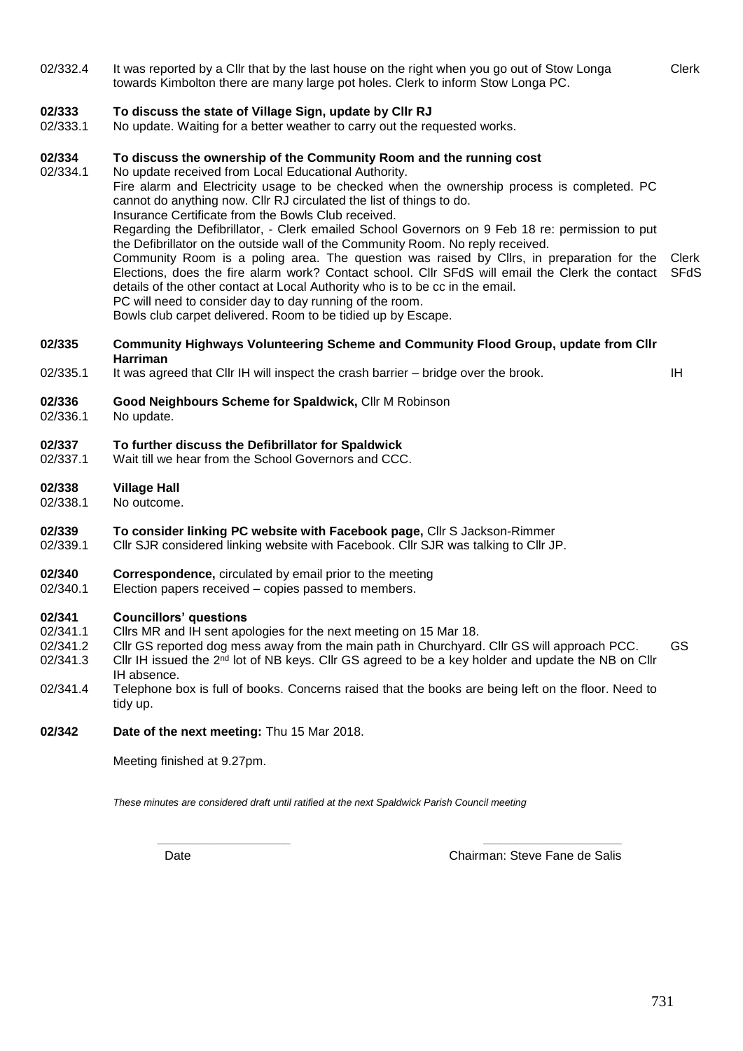| | | |
|---|---|---|
| 02/332.4 | It was reported by a Cllr that by the last house on the right when you go out of Stow Longa towards Kimbolton there are many large pot holes. Clerk to inform Stow Longa PC. | Clerk |
| **02/333** | **To discuss the state of Village Sign, update by Cllr RJ** | |
| 02/333.1 | No update. Waiting for a better weather to carry out the requested works. | |
| **02/334** | **To discuss the ownership of the Community Room and the running cost** | |
| 02/334.1 | No update received from Local Educational Authority.<br>Fire alarm and Electricity usage to be checked when the ownership process is completed. PC cannot do anything now. Cllr RJ circulated the list of things to do.<br>Insurance Certificate from the Bowls Club received.<br>Regarding the Defibrillator, - Clerk emailed School Governors on 9 Feb 18 re: permission to put the Defibrillator on the outside wall of the Community Room. No reply received.<br>Community Room is a poling area. The question was raised by Cllrs, in preparation for the Elections, does the fire alarm work? Contact school. Cllr SFdS will email the Clerk the contact details of the other contact at Local Authority who is to be cc in the email.<br>PC will need to consider day to day running of the room.<br>Bowls club carpet delivered. Room to be tidied up by Escape. | Clerk<br>SFdS |
| **02/335** | **Community Highways Volunteering Scheme and Community Flood Group, update from Cllr Harriman** | |
| 02/335.1 | It was agreed that Cllr IH will inspect the crash barrier – bridge over the brook. | IH |
| **02/336** | **Good Neighbours Scheme for Spaldwick,** Cllr M Robinson | |
| 02/336.1 | No update. | |
| **02/337** | **To further discuss the Defibrillator for Spaldwick** | |
| 02/337.1 | Wait till we hear from the School Governors and CCC. | |
| **02/338** | **Village Hall** | |
| 02/338.1 | No outcome. | |
| **02/339** | **To consider linking PC website with Facebook page,** Cllr S Jackson-Rimmer | |
| 02/339.1 | Cllr SJR considered linking website with Facebook. Cllr SJR was talking to Cllr JP. | |
| **02/340** | **Correspondence,** circulated by email prior to the meeting | |
| 02/340.1 | Election papers received – copies passed to members. | |
| **02/341** | **Councillors' questions** | |
| 02/341.1 | Cllrs MR and IH sent apologies for the next meeting on 15 Mar 18. | |
| 02/341.2 | Cllr GS reported dog mess away from the main path in Churchyard. Cllr GS will approach PCC. | GS |
| 02/341.3 | Cllr IH issued the 2nd lot of NB keys. Cllr GS agreed to be a key holder and update the NB on Cllr IH absence. | |
| 02/341.4 | Telephone box is full of books. Concerns raised that the books are being left on the floor. Need to tidy up. | |
| **02/342** | **Date of the next meeting:** Thu 15 Mar 2018. | |

Meeting finished at 9.27pm.

*These minutes are considered draft until ratified at the next Spaldwick Parish Council meeting*

\_\_\_\_\_\_\_\_\_\_\_\_\_\_\_\_\_\_\_\_ Date

\_\_\_\_\_\_\_\_\_\_\_\_\_\_\_\_\_\_\_\_ Chairman: Steve Fane de Salis